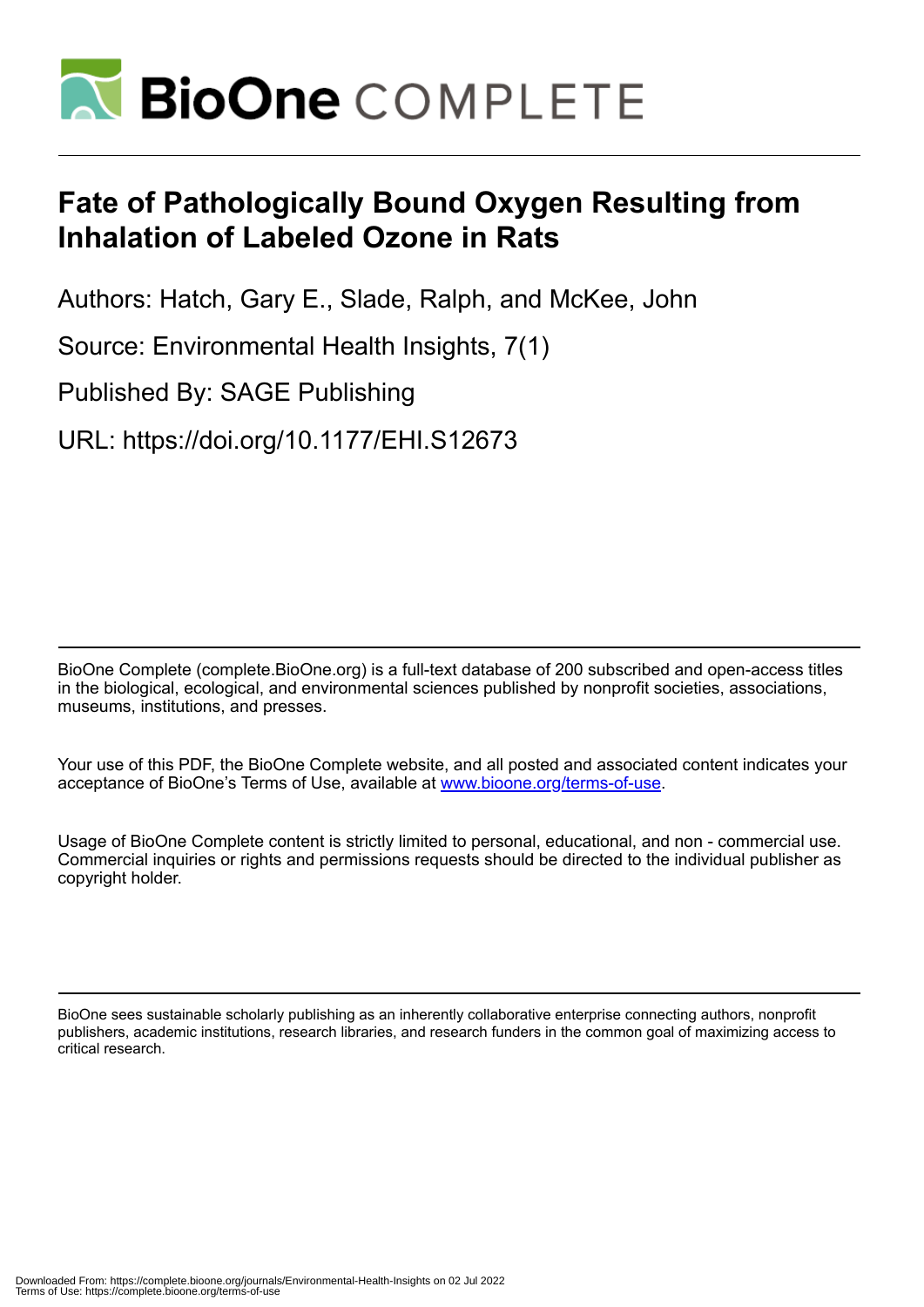# Fate of Pathologically Bound Oxygen Resulting from Inhalation of Labeled Ozone in Rats

Authors: Hatch, Gary E., Slade, Ralph, and McKee, John

Source: Environmental Health Insights, 7(1)

Published By: SAGE Publishing

URL: https://doi.org/10.1177/EHI.S12673

BioOne Complete (complete.BioOne.org) is a full-text database of 200 subscribed and open-access titles in the biological, ecological, and environmental sciences published by nonprofit societies, associations, museums, institutions, and presses.

Your use of this PDF, the BioOne Complete website, and all posted and associated content indicates your acceptance of BioOne's Terms of Use, available at www.bioone.org/terms-of-use.

Usage of BioOne Complete content is strictly limited to personal, educational, and non - commercial use. Commercial inquiries or rights and permissions requests should be directed to the individual publisher as copyright holder.

BioOne sees sustainable scholarly publishing as an inherently collaborative enterprise connecting authors, nonprofit publishers, academic institutions, research libraries, and research funders in the common goal of maximizing access to critical research.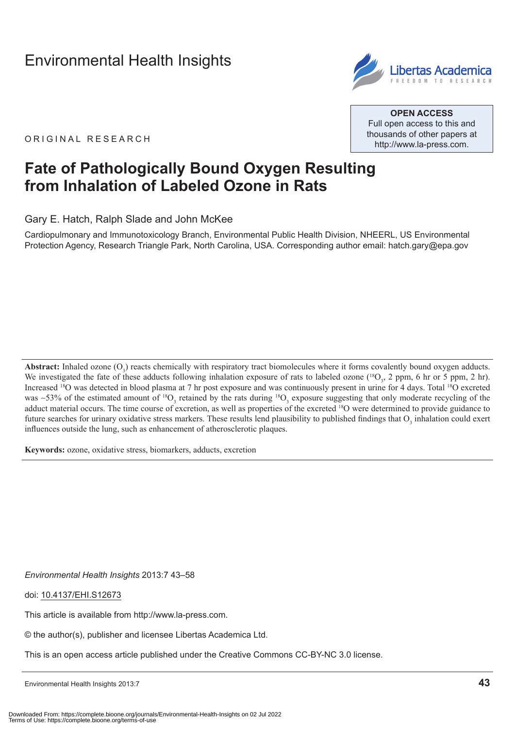Environmental Health Insights

ORIGINAL RESEARCH

**OPEN ACCESS**
Full open access to this and thousands of other papers at http://www.la-press.com.

# Fate of Pathologically Bound Oxygen Resulting from Inhalation of Labeled Ozone in Rats

Gary E. Hatch, Ralph Slade and John McKee

Cardiopulmonary and Immunotoxicology Branch, Environmental Public Health Division, NHEERL, US Environmental Protection Agency, Research Triangle Park, North Carolina, USA. Corresponding author email: hatch.gary@epa.gov

**Abstract:** Inhaled ozone ($O_3$) reacts chemically with respiratory tract biomolecules where it forms covalently bound oxygen adducts. We investigated the fate of these adducts following inhalation exposure of rats to labeled ozone ($^{18}O_3$, 2 ppm, 6 hr or 5 ppm, 2 hr). Increased $^{18}O$ was detected in blood plasma at 7 hr post exposure and was continuously present in urine for 4 days. Total $^{18}O$ excreted was ~53% of the estimated amount of $^{18}O_3$ retained by the rats during $^{18}O_3$ exposure suggesting that only moderate recycling of the adduct material occurs. The time course of excretion, as well as properties of the excreted $^{18}O$ were determined to provide guidance to future searches for urinary oxidative stress markers. These results lend plausibility to published findings that $O_3$ inhalation could exert influences outside the lung, such as enhancement of atherosclerotic plaques.

**Keywords:** ozone, oxidative stress, biomarkers, adducts, excretion

*Environmental Health Insights* 2013:7 43–58

doi: 10.4137/EHI.S12673

This article is available from http://www.la-press.com.

© the author(s), publisher and licensee Libertas Academica Ltd.

This is an open access article published under the Creative Commons CC-BY-NC 3.0 license.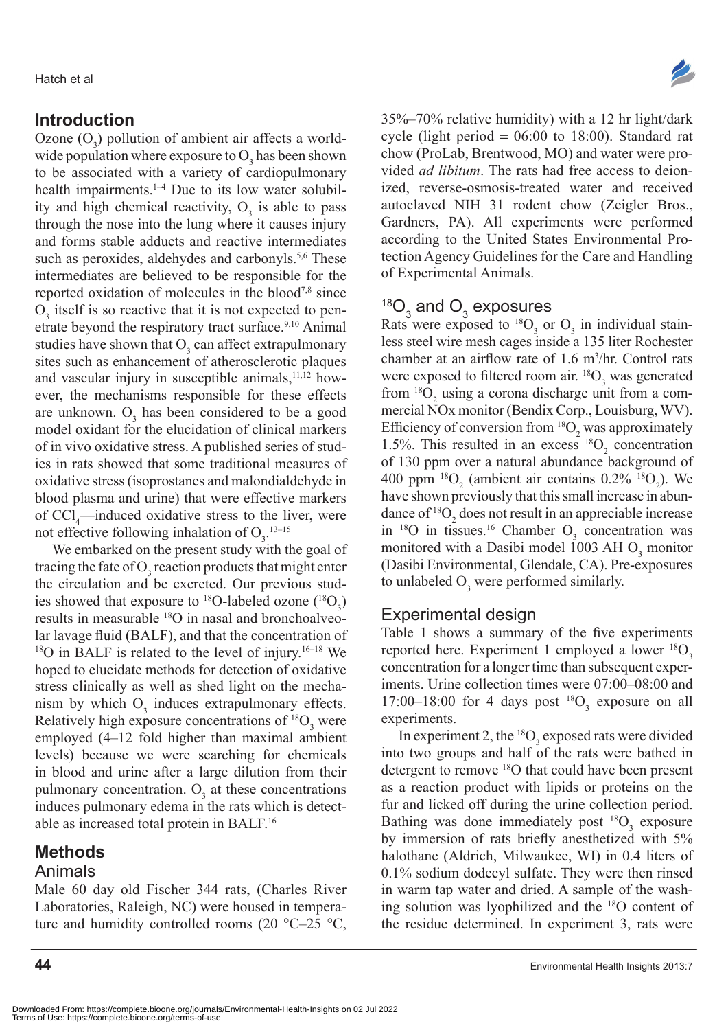## Introduction

Ozone ($O_3$) pollution of ambient air affects a worldwide population where exposure to $O_3$ has been shown to be associated with a variety of cardiopulmonary health impairments.[1–4] Due to its low water solubility and high chemical reactivity, $O_3$ is able to pass through the nose into the lung where it causes injury and forms stable adducts and reactive intermediates such as peroxides, aldehydes and carbonyls.[5,6] These intermediates are believed to be responsible for the reported oxidation of molecules in the blood[7,8] since $O_3$ itself is so reactive that it is not expected to penetrate beyond the respiratory tract surface.[9,10] Animal studies have shown that $O_3$ can affect extrapulmonary sites such as enhancement of atherosclerotic plaques and vascular injury in susceptible animals,[11,12] however, the mechanisms responsible for these effects are unknown. $O_3$ has been considered to be a good model oxidant for the elucidation of clinical markers of in vivo oxidative stress. A published series of studies in rats showed that some traditional measures of oxidative stress (isoprostanes and malondialdehyde in blood plasma and urine) that were effective markers of $CCl_4$—induced oxidative stress to the liver, were not effective following inhalation of $O_3$.[13–15]

We embarked on the present study with the goal of tracing the fate of $O_3$ reaction products that might enter the circulation and be excreted. Our previous studies showed that exposure to $^{18}O$-labeled ozone ($^{18}O_3$) results in measurable $^{18}O$ in nasal and bronchoalveolar lavage fluid (BALF), and that the concentration of $^{18}O$ in BALF is related to the level of injury.[16–18] We hoped to elucidate methods for detection of oxidative stress clinically as well as shed light on the mechanism by which $O_3$ induces extrapulmonary effects. Relatively high exposure concentrations of $^{18}O_3$ were employed (4–12 fold higher than maximal ambient levels) because we were searching for chemicals in blood and urine after a large dilution from their pulmonary concentration. $O_3$ at these concentrations induces pulmonary edema in the rats which is detectable as increased total protein in BALF.[16]

## Methods

### Animals

Male 60 day old Fischer 344 rats, (Charles River Laboratories, Raleigh, NC) were housed in temperature and humidity controlled rooms (20 °C–25 °C, 35%–70% relative humidity) with a 12 hr light/dark cycle (light period = 06:00 to 18:00). Standard rat chow (ProLab, Brentwood, MO) and water were provided *ad libitum*. The rats had free access to deionized, reverse-osmosis-treated water and received autoclaved NIH 31 rodent chow (Zeigler Bros., Gardners, PA). All experiments were performed according to the United States Environmental Protection Agency Guidelines for the Care and Handling of Experimental Animals.

### $^{18}O_3$ and $O_3$ exposures

Rats were exposed to $^{18}O_3$ or $O_3$ in individual stainless steel wire mesh cages inside a 135 liter Rochester chamber at an airflow rate of 1.6 $m^3$/hr. Control rats were exposed to filtered room air. $^{18}O_3$ was generated from $^{18}O_2$ using a corona discharge unit from a commercial NOx monitor (Bendix Corp., Louisburg, WV). Efficiency of conversion from $^{18}O_2$ was approximately 1.5%. This resulted in an excess $^{18}O_2$ concentration of 130 ppm over a natural abundance background of 400 ppm $^{18}O_2$ (ambient air contains 0.2% $^{18}O_2$). We have shown previously that this small increase in abundance of $^{18}O_2$ does not result in an appreciable increase in $^{18}O$ in tissues.[16] Chamber $O_3$ concentration was monitored with a Dasibi model 1003 AH $O_3$ monitor (Dasibi Environmental, Glendale, CA). Pre-exposures to unlabeled $O_3$ were performed similarly.

### Experimental design

Table 1 shows a summary of the five experiments reported here. Experiment 1 employed a lower $^{18}O_3$ concentration for a longer time than subsequent experiments. Urine collection times were 07:00–08:00 and 17:00–18:00 for 4 days post $^{18}O_3$ exposure on all experiments.

In experiment 2, the $^{18}O_3$ exposed rats were divided into two groups and half of the rats were bathed in detergent to remove $^{18}O$ that could have been present as a reaction product with lipids or proteins on the fur and licked off during the urine collection period. Bathing was done immediately post $^{18}O_3$ exposure by immersion of rats briefly anesthetized with 5% halothane (Aldrich, Milwaukee, WI) in 0.4 liters of 0.1% sodium dodecyl sulfate. They were then rinsed in warm tap water and dried. A sample of the washing solution was lyophilized and the $^{18}O$ content of the residue determined. In experiment 3, rats were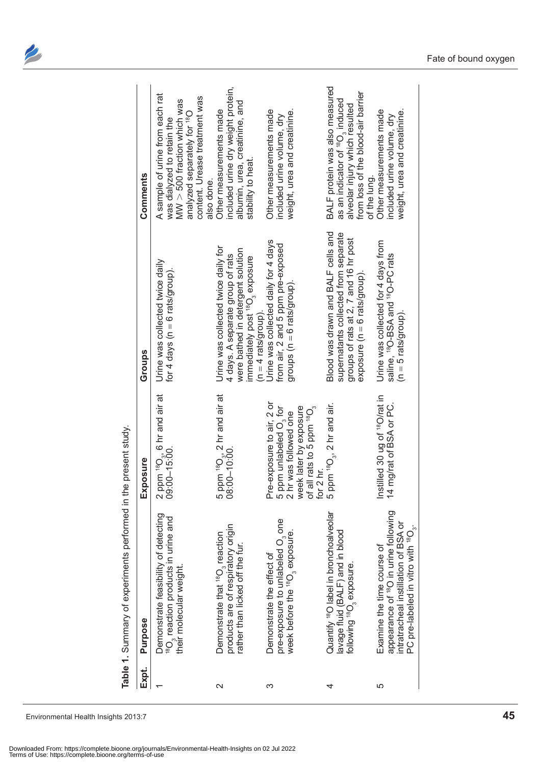**Table 1.** Summary of experiments performed in the present study.

| Expt. | Purpose | Exposure | Groups | Comments |
|---|---|---|---|---|
| 1 | Demonstrate feasibility of detecting $^{18}O_3$ reaction products in urine and their molecular weight. | 2 ppm $^{18}O_3$, 6 hr and air at 09:00–15:00. | Urine was collected twice daily for 4 days (n = 6 rats/group). | A sample of urine from each rat was dialyzed to retain the MW > 500 fraction which was analyzed separately for $^{18}O$ content. Urease treatment was also done. |
| 2 | Demonstrate that $^{18}O_3$ reaction products are of respiratory origin rather than licked off the fur. | 5 ppm $^{18}O_3$, 2 hr and air at 08:00–10:00. | Urine was collected twice daily for 4 days. A separate group of rats were bathed in detergent solution immediately post $^{18}O_3$ exposure (n = 4 rats/group). | Other measurements made included urine dry weight protein, albumin, urea, creatinine, and stability to heat. |
| 3 | Demonstrate the effect of pre-exposure to unlabeled $O_3$ one week before the $^{18}O_3$ exposure. | Pre-exposure to air, 2 or 5 ppm unlabeled $O_3$ for 2 hr was followed one week later by exposure of all rats to 5 ppm $^{18}O_3$ for 2 hr. | Urine was collected daily for 4 days from air, 2 and 5 ppm pre-exposed groups (n = 6 rats/group). | Other measurements made included urine volume, dry weight, urea and creatinine. |
| 4 | Quantify $^{18}O$ label in bronchoalveolar lavage fluid (BALF) and in blood following $^{18}O_3$ exposure. | 5 ppm $^{18}O_3$, 2 hr and air. | Blood was drawn and BALF cells and supernatants collected from separate groups of rats at 2, 7 and 16 hr post exposure (n = 6 rats/group). | BALF protein was also measured as an indicator of $^{18}O_3$ induced alveolar injury which resulted from loss of the blood-air barrier of the lung. |
| 5 | Examine the time course of appearance of $^{18}O$ in urine following intratracheal instillation of BSA or PC pre-labeled in vitro with $^{18}O_3$. | Instilled 30 ug of $^{18}O$/rat in 14 mg/rat of BSA or PC. | Urine was collected for 4 days from saline, $^{18}O$-BSA and $^{18}O$-PC rats (n = 5 rats/group). | Other measurements made included urine volume, dry weight, urea and creatinine. |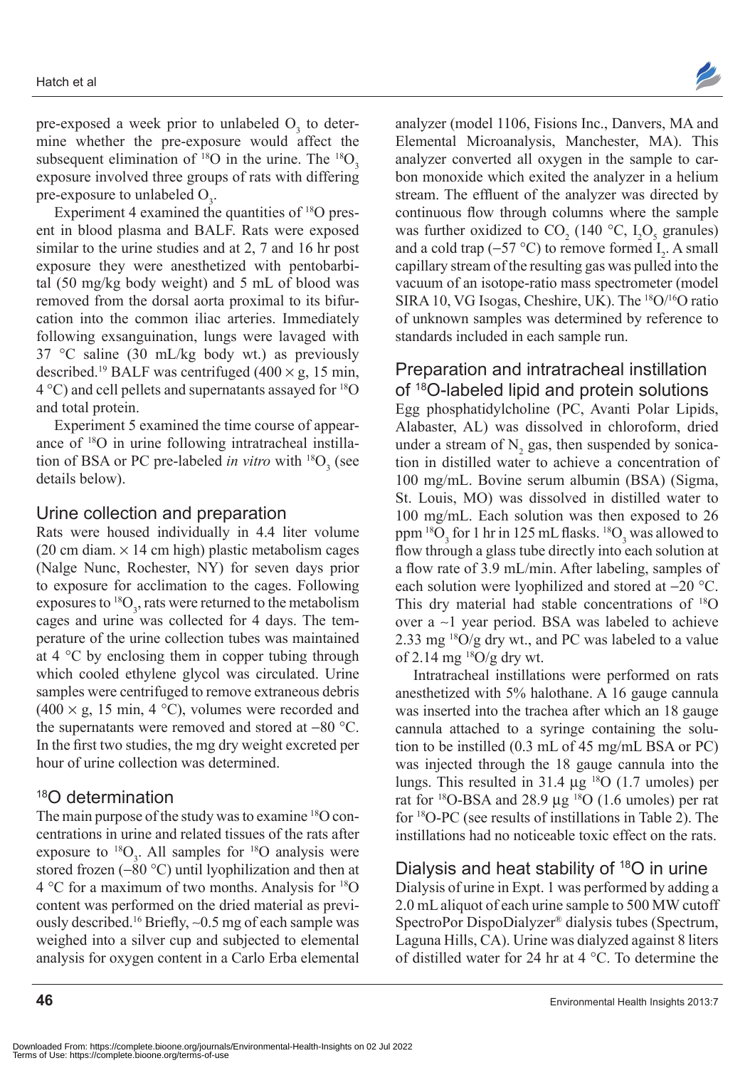pre-exposed a week prior to unlabeled $O_3$ to determine whether the pre-exposure would affect the subsequent elimination of $^{18}O$ in the urine. The $^{18}O_3$ exposure involved three groups of rats with differing pre-exposure to unlabeled $O_3$.

Experiment 4 examined the quantities of $^{18}O$ present in blood plasma and BALF. Rats were exposed similar to the urine studies and at 2, 7 and 16 hr post exposure they were anesthetized with pentobarbital (50 mg/kg body weight) and 5 mL of blood was removed from the dorsal aorta proximal to its bifurcation into the common iliac arteries. Immediately following exsanguination, lungs were lavaged with 37 °C saline (30 mL/kg body wt.) as previously described.[19] BALF was centrifuged (400 × g, 15 min, 4 °C) and cell pellets and supernatants assayed for $^{18}O$ and total protein.

Experiment 5 examined the time course of appearance of $^{18}O$ in urine following intratracheal instillation of BSA or PC pre-labeled *in vitro* with $^{18}O_3$ (see details below).

## Urine collection and preparation

Rats were housed individually in 4.4 liter volume (20 cm diam. × 14 cm high) plastic metabolism cages (Nalge Nunc, Rochester, NY) for seven days prior to exposure for acclimation to the cages. Following exposures to $^{18}O_3$, rats were returned to the metabolism cages and urine was collected for 4 days. The temperature of the urine collection tubes was maintained at 4 °C by enclosing them in copper tubing through which cooled ethylene glycol was circulated. Urine samples were centrifuged to remove extraneous debris (400 × g, 15 min, 4 °C), volumes were recorded and the supernatants were removed and stored at −80 °C. In the first two studies, the mg dry weight excreted per hour of urine collection was determined.

## $^{18}O$ determination

The main purpose of the study was to examine $^{18}O$ concentrations in urine and related tissues of the rats after exposure to $^{18}O_3$. All samples for $^{18}O$ analysis were stored frozen (−80 °C) until lyophilization and then at 4 °C for a maximum of two months. Analysis for $^{18}O$ content was performed on the dried material as previously described.[16] Briefly, ~0.5 mg of each sample was weighed into a silver cup and subjected to elemental analysis for oxygen content in a Carlo Erba elemental analyzer (model 1106, Fisions Inc., Danvers, MA and Elemental Microanalysis, Manchester, MA). This analyzer converted all oxygen in the sample to carbon monoxide which exited the analyzer in a helium stream. The effluent of the analyzer was directed by continuous flow through columns where the sample was further oxidized to $CO_2$ (140 °C, $I_2O_5$ granules) and a cold trap (−57 °C) to remove formed $I_2$. A small capillary stream of the resulting gas was pulled into the vacuum of an isotope-ratio mass spectrometer (model SIRA 10, VG Isogas, Cheshire, UK). The $^{18}O/^{16}O$ ratio of unknown samples was determined by reference to standards included in each sample run.

## Preparation and intratracheal instillation of $^{18}O$-labeled lipid and protein solutions

Egg phosphatidylcholine (PC, Avanti Polar Lipids, Alabaster, AL) was dissolved in chloroform, dried under a stream of $N_2$ gas, then suspended by sonication in distilled water to achieve a concentration of 100 mg/mL. Bovine serum albumin (BSA) (Sigma, St. Louis, MO) was dissolved in distilled water to 100 mg/mL. Each solution was then exposed to 26 ppm $^{18}O_3$ for 1 hr in 125 mL flasks. $^{18}O_3$ was allowed to flow through a glass tube directly into each solution at a flow rate of 3.9 mL/min. After labeling, samples of each solution were lyophilized and stored at −20 °C. This dry material had stable concentrations of $^{18}O$ over a ~1 year period. BSA was labeled to achieve 2.33 mg $^{18}O$/g dry wt., and PC was labeled to a value of 2.14 mg $^{18}O$/g dry wt.

Intratracheal instillations were performed on rats anesthetized with 5% halothane. A 16 gauge cannula was inserted into the trachea after which an 18 gauge cannula attached to a syringe containing the solution to be instilled (0.3 mL of 45 mg/mL BSA or PC) was injected through the 18 gauge cannula into the lungs. This resulted in 31.4 µg $^{18}O$ (1.7 umoles) per rat for $^{18}O$-BSA and 28.9 µg $^{18}O$ (1.6 umoles) per rat for $^{18}O$-PC (see results of instillations in Table 2). The instillations had no noticeable toxic effect on the rats.

## Dialysis and heat stability of $^{18}O$ in urine

Dialysis of urine in Expt. 1 was performed by adding a 2.0 mL aliquot of each urine sample to 500 MW cutoff SpectroPor DispoDialyzer® dialysis tubes (Spectrum, Laguna Hills, CA). Urine was dialyzed against 8 liters of distilled water for 24 hr at 4 °C. To determine the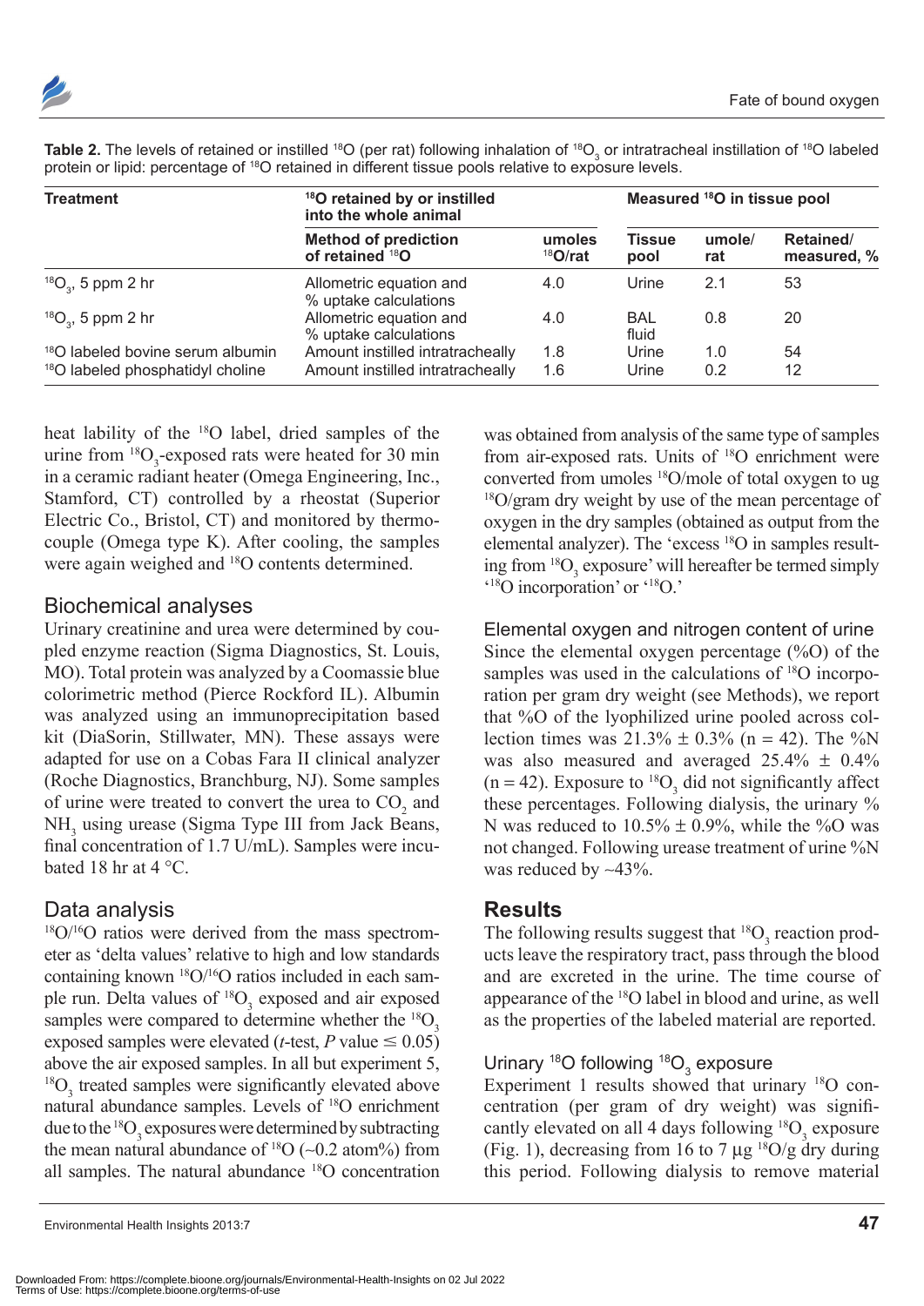**Table 2.** The levels of retained or instilled $^{18}O$ (per rat) following inhalation of $^{18}O_3$ or intratracheal instillation of $^{18}O$ labeled protein or lipid: percentage of $^{18}O$ retained in different tissue pools relative to exposure levels.

| Treatment | $^{18}O$ retained by or instilled into the whole animal | | Measured $^{18}O$ in tissue pool | | |
|---|---|---|---|---|---|
| | Method of prediction of retained $^{18}O$ | umoles $^{18}O$/rat | Tissue pool | umole/rat | Retained/measured, % |
| $^{18}O_3$, 5 ppm 2 hr | Allometric equation and % uptake calculations | 4.0 | Urine | 2.1 | 53 |
| $^{18}O_3$, 5 ppm 2 hr | Allometric equation and % uptake calculations | 4.0 | BAL fluid | 0.8 | 20 |
| $^{18}O$ labeled bovine serum albumin | Amount instilled intratracheally | 1.8 | Urine | 1.0 | 54 |
| $^{18}O$ labeled phosphatidyl choline | Amount instilled intratracheally | 1.6 | Urine | 0.2 | 12 |

heat lability of the $^{18}O$ label, dried samples of the urine from $^{18}O_3$-exposed rats were heated for 30 min in a ceramic radiant heater (Omega Engineering, Inc., Stamford, CT) controlled by a rheostat (Superior Electric Co., Bristol, CT) and monitored by thermocouple (Omega type K). After cooling, the samples were again weighed and $^{18}O$ contents determined.

## Biochemical analyses

Urinary creatinine and urea were determined by coupled enzyme reaction (Sigma Diagnostics, St. Louis, MO). Total protein was analyzed by a Coomassie blue colorimetric method (Pierce Rockford IL). Albumin was analyzed using an immunoprecipitation based kit (DiaSorin, Stillwater, MN). These assays were adapted for use on a Cobas Fara II clinical analyzer (Roche Diagnostics, Branchburg, NJ). Some samples of urine were treated to convert the urea to $CO_2$ and $NH_3$ using urease (Sigma Type III from Jack Beans, final concentration of 1.7 U/mL). Samples were incubated 18 hr at 4 °C.

## Data analysis

$^{18}O/^{16}O$ ratios were derived from the mass spectrometer as 'delta values' relative to high and low standards containing known $^{18}O/^{16}O$ ratios included in each sample run. Delta values of $^{18}O_3$ exposed and air exposed samples were compared to determine whether the $^{18}O_3$ exposed samples were elevated ($t$-test, $P$ value $\leq 0.05$) above the air exposed samples. In all but experiment 5, $^{18}O_3$ treated samples were significantly elevated above natural abundance samples. Levels of $^{18}O$ enrichment due to the $^{18}O_3$ exposures were determined by subtracting the mean natural abundance of $^{18}O$ (~0.2 atom%) from all samples. The natural abundance $^{18}O$ concentration was obtained from analysis of the same type of samples from air-exposed rats. Units of $^{18}O$ enrichment were converted from umoles $^{18}O$/mole of total oxygen to ug $^{18}O$/gram dry weight by use of the mean percentage of oxygen in the dry samples (obtained as output from the elemental analyzer). The 'excess $^{18}O$ in samples resulting from $^{18}O_3$ exposure' will hereafter be termed simply '$^{18}O$ incorporation' or '$^{18}O$.'

## Elemental oxygen and nitrogen content of urine

Since the elemental oxygen percentage (%O) of the samples was used in the calculations of $^{18}O$ incorporation per gram dry weight (see Methods), we report that %O of the lyophilized urine pooled across collection times was 21.3% ± 0.3% (n = 42). The %N was also measured and averaged 25.4% ± 0.4% (n = 42). Exposure to $^{18}O_3$ did not significantly affect these percentages. Following dialysis, the urinary % N was reduced to 10.5% ± 0.9%, while the %O was not changed. Following urease treatment of urine %N was reduced by ~43%.

# Results

The following results suggest that $^{18}O_3$ reaction products leave the respiratory tract, pass through the blood and are excreted in the urine. The time course of appearance of the $^{18}O$ label in blood and urine, as well as the properties of the labeled material are reported.

## Urinary $^{18}O$ following $^{18}O_3$ exposure

Experiment 1 results showed that urinary $^{18}O$ concentration (per gram of dry weight) was significantly elevated on all 4 days following $^{18}O_3$ exposure (Fig. 1), decreasing from 16 to 7 µg $^{18}O$/g dry during this period. Following dialysis to remove material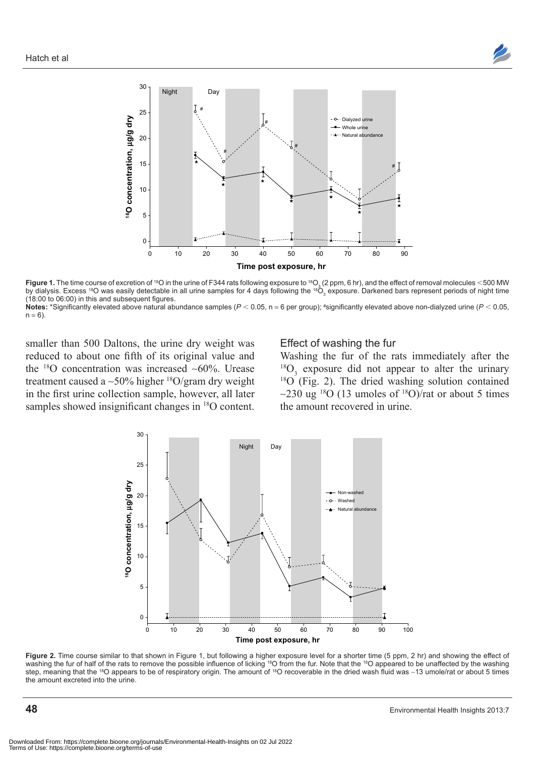**Figure 1.** The time course of excretion of $^{18}O$ in the urine of F344 rats following exposure to $^{18}O_3$ (2 ppm, 6 hr), and the effect of removal molecules <500 MW by dialysis. Excess $^{18}O$ was easily detectable in all urine samples for 4 days following the $^{18}O_3$ exposure. Darkened bars represent periods of night time (18:00 to 06:00) in this and subsequent figures.

**Notes:** *Significantly elevated above natural abundance samples ($P < 0.05$, n = 6 per group); #significantly elevated above non-dialyzed urine ($P < 0.05$, n = 6).

smaller than 500 Daltons, the urine dry weight was reduced to about one fifth of its original value and the $^{18}O$ concentration was increased ~60%. Urease treatment caused a ~50% higher $^{18}O$/gram dry weight in the first urine collection sample, however, all later samples showed insignificant changes in $^{18}O$ content.

### Effect of washing the fur

Washing the fur of the rats immediately after the $^{18}O_3$ exposure did not appear to alter the urinary $^{18}O$ (Fig. 2). The dried washing solution contained ~230 ug $^{18}O$ (13 umoles of $^{18}O$)/rat or about 5 times the amount recovered in urine.

**Figure 2.** Time course similar to that shown in Figure 1, but following a higher exposure level for a shorter time (5 ppm, 2 hr) and showing the effect of washing the fur of half of the rats to remove the possible influence of licking $^{18}O$ from the fur. Note that the $^{18}O$ appeared to be unaffected by the washing step, meaning that the $^{18}O$ appears to be of respiratory origin. The amount of $^{18}O$ recoverable in the dried wash fluid was ~13 umole/rat or about 5 times the amount excreted into the urine.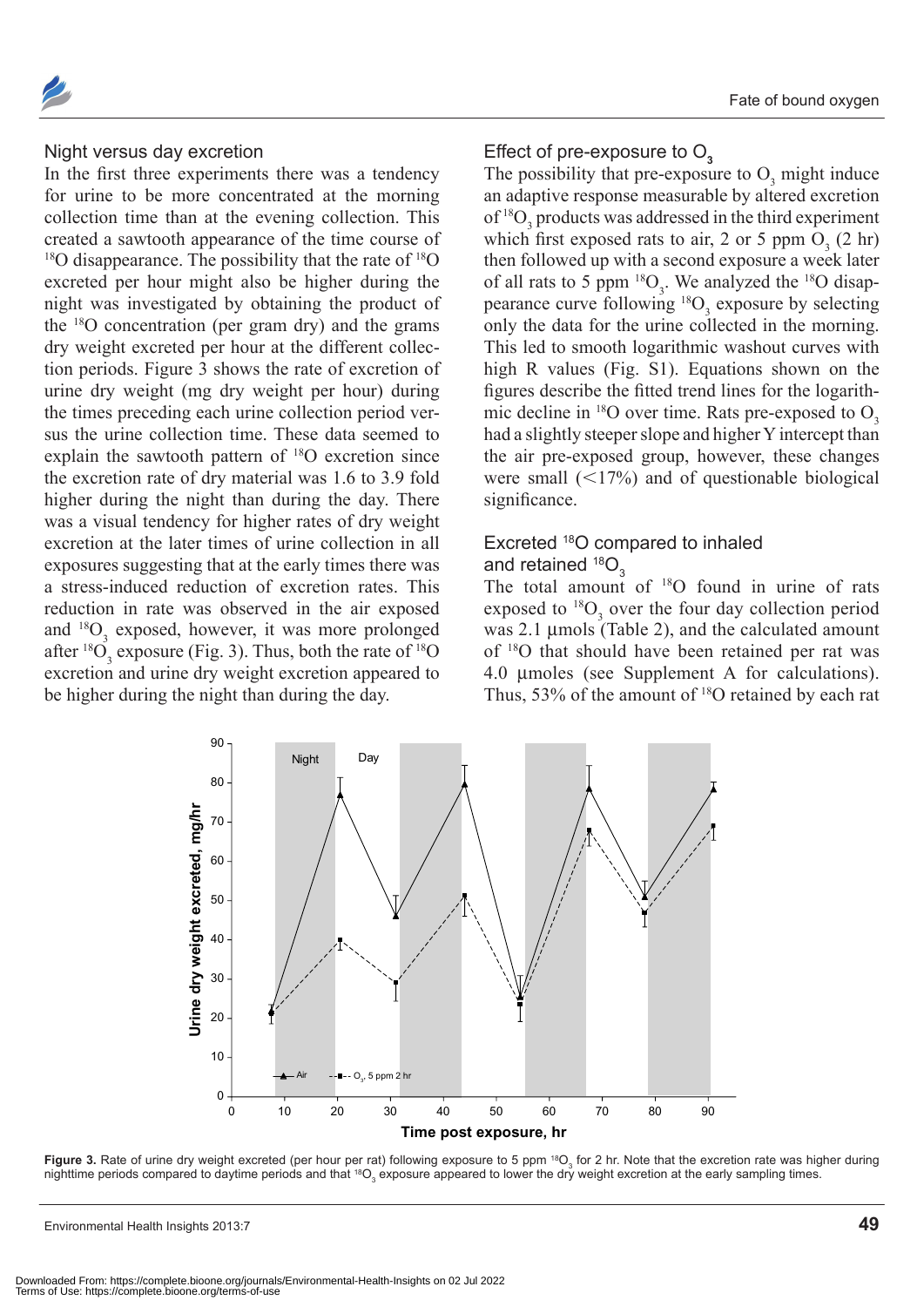## Night versus day excretion

In the first three experiments there was a tendency for urine to be more concentrated at the morning collection time than at the evening collection. This created a sawtooth appearance of the time course of $^{18}O$ disappearance. The possibility that the rate of $^{18}O$ excreted per hour might also be higher during the night was investigated by obtaining the product of the $^{18}O$ concentration (per gram dry) and the grams dry weight excreted per hour at the different collection periods. Figure 3 shows the rate of excretion of urine dry weight (mg dry weight per hour) during the times preceding each urine collection period versus the urine collection time. These data seemed to explain the sawtooth pattern of $^{18}O$ excretion since the excretion rate of dry material was 1.6 to 3.9 fold higher during the night than during the day. There was a visual tendency for higher rates of dry weight excretion at the later times of urine collection in all exposures suggesting that at the early times there was a stress-induced reduction of excretion rates. This reduction in rate was observed in the air exposed and $^{18}O_3$ exposed, however, it was more prolonged after $^{18}O_3$ exposure (Fig. 3). Thus, both the rate of $^{18}O$ excretion and urine dry weight excretion appeared to be higher during the night than during the day.

## Effect of pre-exposure to $O_3$

The possibility that pre-exposure to $O_3$ might induce an adaptive response measurable by altered excretion of $^{18}O_3$ products was addressed in the third experiment which first exposed rats to air, 2 or 5 ppm $O_3$ (2 hr) then followed up with a second exposure a week later of all rats to 5 ppm $^{18}O_3$. We analyzed the $^{18}O$ disappearance curve following $^{18}O_3$ exposure by selecting only the data for the urine collected in the morning. This led to smooth logarithmic washout curves with high R values (Fig. S1). Equations shown on the figures describe the fitted trend lines for the logarithmic decline in $^{18}O$ over time. Rats pre-exposed to $O_3$ had a slightly steeper slope and higher Y intercept than the air pre-exposed group, however, these changes were small ($<17\%$) and of questionable biological significance.

## Excreted $^{18}O$ compared to inhaled and retained $^{18}O_3$

The total amount of $^{18}O$ found in urine of rats exposed to $^{18}O_3$ over the four day collection period was 2.1 µmols (Table 2), and the calculated amount of $^{18}O$ that should have been retained per rat was 4.0 µmoles (see Supplement A for calculations). Thus, 53% of the amount of $^{18}O$ retained by each rat

**Figure 3.** Rate of urine dry weight excreted (per hour per rat) following exposure to 5 ppm $^{18}O_3$ for 2 hr. Note that the excretion rate was higher during nighttime periods compared to daytime periods and that $^{18}O_3$ exposure appeared to lower the dry weight excretion at the early sampling times.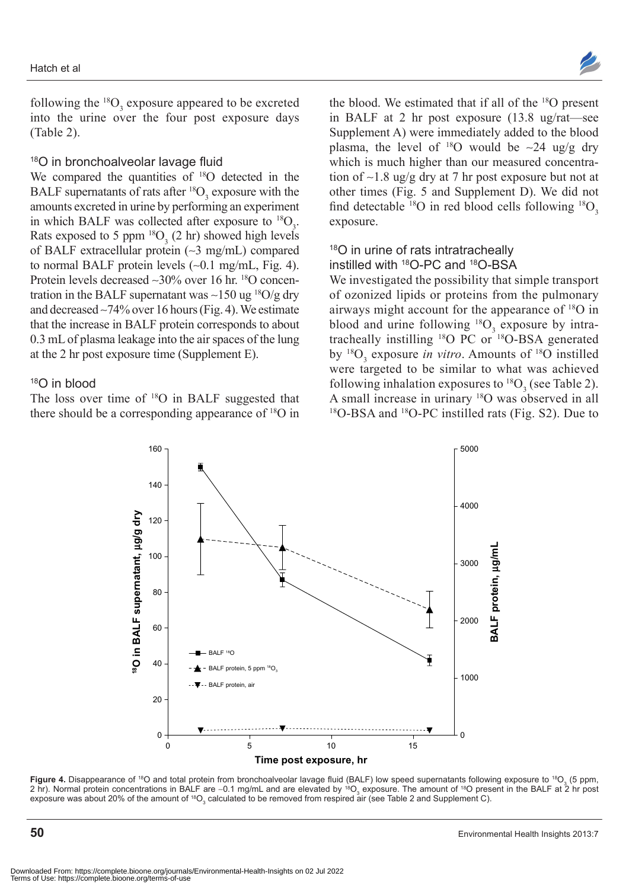following the $^{18}O_3$ exposure appeared to be excreted into the urine over the four post exposure days (Table 2).

### $^{18}O$ in bronchoalveolar lavage fluid

We compared the quantities of $^{18}O$ detected in the BALF supernatants of rats after $^{18}O_3$ exposure with the amounts excreted in urine by performing an experiment in which BALF was collected after exposure to $^{18}O_3$. Rats exposed to 5 ppm $^{18}O_3$ (2 hr) showed high levels of BALF extracellular protein (~3 mg/mL) compared to normal BALF protein levels (~0.1 mg/mL, Fig. 4). Protein levels decreased ~30% over 16 hr. $^{18}O$ concentration in the BALF supernatant was ~150 ug $^{18}O$/g dry and decreased ~74% over 16 hours (Fig. 4). We estimate that the increase in BALF protein corresponds to about 0.3 mL of plasma leakage into the air spaces of the lung at the 2 hr post exposure time (Supplement E).

### $^{18}O$ in blood

The loss over time of $^{18}O$ in BALF suggested that there should be a corresponding appearance of $^{18}O$ in the blood. We estimated that if all of the $^{18}O$ present in BALF at 2 hr post exposure (13.8 ug/rat—see Supplement A) were immediately added to the blood plasma, the level of $^{18}O$ would be ~24 ug/g dry which is much higher than our measured concentration of ~1.8 ug/g dry at 7 hr post exposure but not at other times (Fig. 5 and Supplement D). We did not find detectable $^{18}O$ in red blood cells following $^{18}O_3$ exposure.

### $^{18}O$ in urine of rats intratracheally instilled with $^{18}O$-PC and $^{18}O$-BSA

We investigated the possibility that simple transport of ozonized lipids or proteins from the pulmonary airways might account for the appearance of $^{18}O$ in blood and urine following $^{18}O_3$ exposure by intratracheally instilling $^{18}O$ PC or $^{18}O$-BSA generated by $^{18}O_3$ exposure *in vitro*. Amounts of $^{18}O$ instilled were targeted to be similar to what was achieved following inhalation exposures to $^{18}O_3$ (see Table 2). A small increase in urinary $^{18}O$ was observed in all $^{18}O$-BSA and $^{18}O$-PC instilled rats (Fig. S2). Due to

**Figure 4.** Disappearance of $^{18}O$ and total protein from bronchoalveolar lavage fluid (BALF) low speed supernatants following exposure to $^{18}O_3$ (5 ppm, 2 hr). Normal protein concentrations in BALF are ~0.1 mg/mL and are elevated by $^{18}O_3$ exposure. The amount of $^{18}O$ present in the BALF at 2 hr post exposure was about 20% of the amount of $^{18}O_3$ calculated to be removed from respired air (see Table 2 and Supplement C).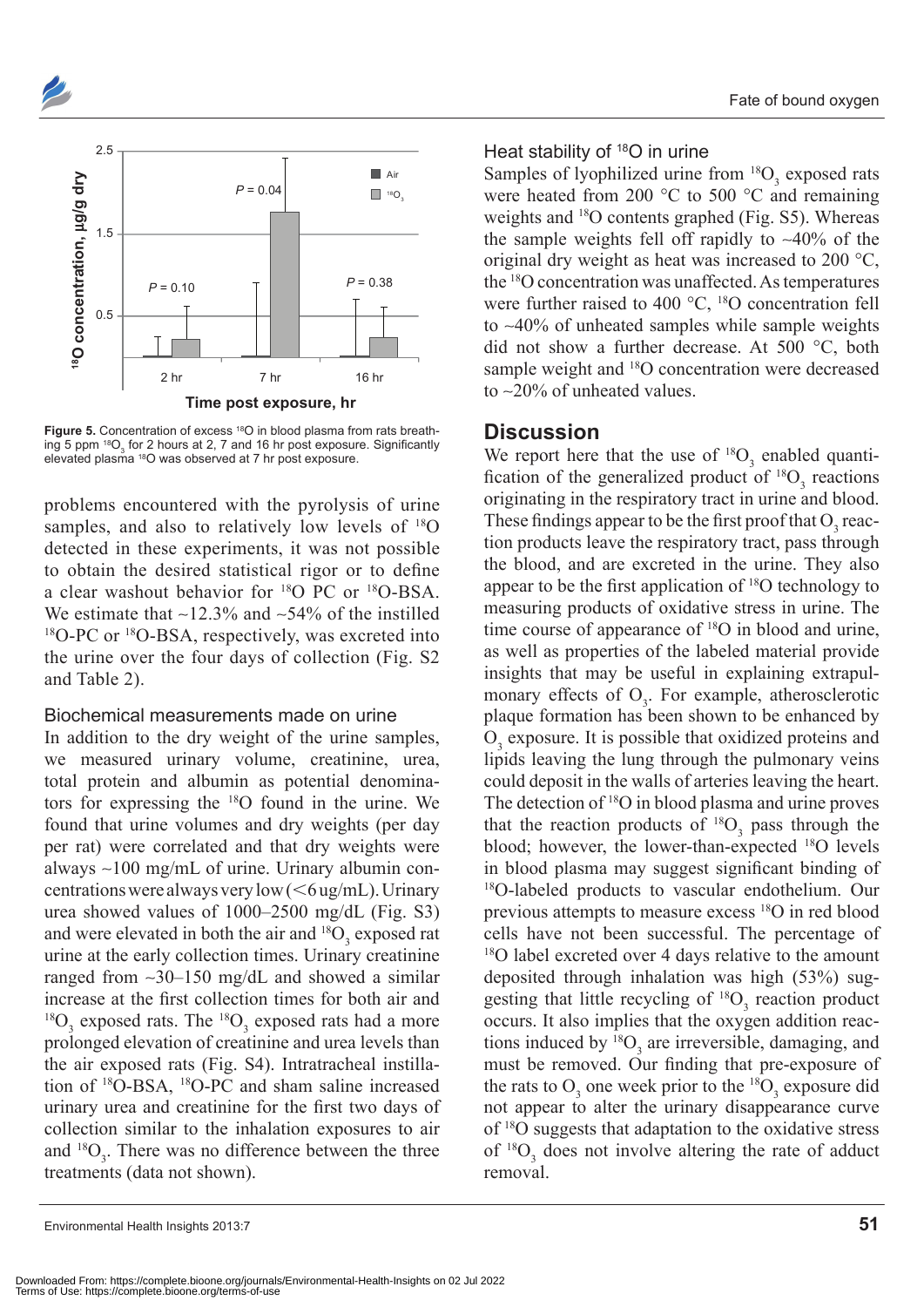Figure 5. Concentration of excess $^{18}O$ in blood plasma from rats breathing 5 ppm $^{18}O_3$ for 2 hours at 2, 7 and 16 hr post exposure. Significantly elevated plasma $^{18}O$ was observed at 7 hr post exposure.

problems encountered with the pyrolysis of urine samples, and also to relatively low levels of $^{18}O$ detected in these experiments, it was not possible to obtain the desired statistical rigor or to define a clear washout behavior for $^{18}O$ PC or $^{18}O$-BSA. We estimate that ~12.3% and ~54% of the instilled $^{18}O$-PC or $^{18}O$-BSA, respectively, was excreted into the urine over the four days of collection (Fig. S2 and Table 2).

### Biochemical measurements made on urine

In addition to the dry weight of the urine samples, we measured urinary volume, creatinine, urea, total protein and albumin as potential denominators for expressing the $^{18}O$ found in the urine. We found that urine volumes and dry weights (per day per rat) were correlated and that dry weights were always ~100 mg/mL of urine. Urinary albumin concentrations were always very low (<6 ug/mL). Urinary urea showed values of 1000–2500 mg/dL (Fig. S3) and were elevated in both the air and $^{18}O_3$ exposed rat urine at the early collection times. Urinary creatinine ranged from ~30–150 mg/dL and showed a similar increase at the first collection times for both air and $^{18}O_3$ exposed rats. The $^{18}O_3$ exposed rats had a more prolonged elevation of creatinine and urea levels than the air exposed rats (Fig. S4). Intratracheal instillation of $^{18}O$-BSA, $^{18}O$-PC and sham saline increased urinary urea and creatinine for the first two days of collection similar to the inhalation exposures to air and $^{18}O_3$. There was no difference between the three treatments (data not shown).

### Heat stability of $^{18}O$ in urine

Samples of lyophilized urine from $^{18}O_3$ exposed rats were heated from 200 °C to 500 °C and remaining weights and $^{18}O$ contents graphed (Fig. S5). Whereas the sample weights fell off rapidly to ~40% of the original dry weight as heat was increased to 200 °C, the $^{18}O$ concentration was unaffected. As temperatures were further raised to 400 °C, $^{18}O$ concentration fell to ~40% of unheated samples while sample weights did not show a further decrease. At 500 °C, both sample weight and $^{18}O$ concentration were decreased to ~20% of unheated values.

## Discussion

We report here that the use of $^{18}O_3$ enabled quantification of the generalized product of $^{18}O_3$ reactions originating in the respiratory tract in urine and blood. These findings appear to be the first proof that $O_3$ reaction products leave the respiratory tract, pass through the blood, and are excreted in the urine. They also appear to be the first application of $^{18}O$ technology to measuring products of oxidative stress in urine. The time course of appearance of $^{18}O$ in blood and urine, as well as properties of the labeled material provide insights that may be useful in explaining extrapulmonary effects of $O_3$. For example, atherosclerotic plaque formation has been shown to be enhanced by $O_3$ exposure. It is possible that oxidized proteins and lipids leaving the lung through the pulmonary veins could deposit in the walls of arteries leaving the heart. The detection of $^{18}O$ in blood plasma and urine proves that the reaction products of $^{18}O_3$ pass through the blood; however, the lower-than-expected $^{18}O$ levels in blood plasma may suggest significant binding of $^{18}O$-labeled products to vascular endothelium. Our previous attempts to measure excess $^{18}O$ in red blood cells have not been successful. The percentage of $^{18}O$ label excreted over 4 days relative to the amount deposited through inhalation was high (53%) suggesting that little recycling of $^{18}O_3$ reaction product occurs. It also implies that the oxygen addition reactions induced by $^{18}O_3$ are irreversible, damaging, and must be removed. Our finding that pre-exposure of the rats to $O_3$ one week prior to the $^{18}O_3$ exposure did not appear to alter the urinary disappearance curve of $^{18}O$ suggests that adaptation to the oxidative stress of $^{18}O_3$ does not involve altering the rate of adduct removal.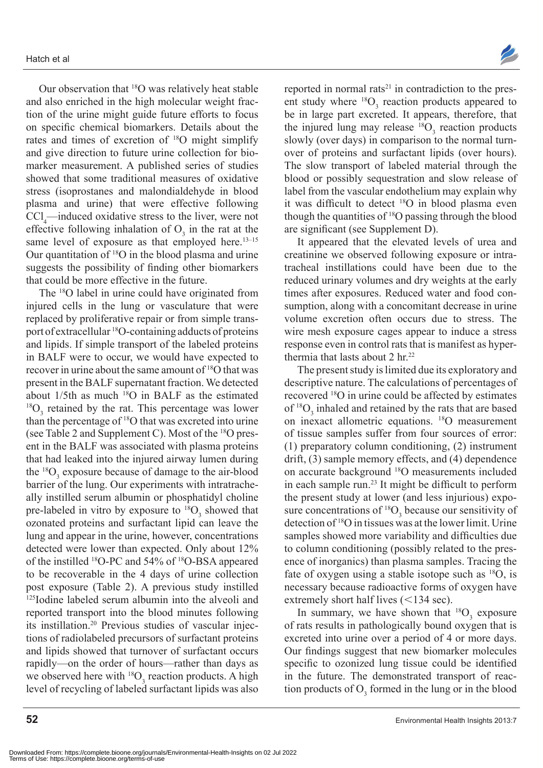Our observation that $^{18}O$ was relatively heat stable and also enriched in the high molecular weight fraction of the urine might guide future efforts to focus on specific chemical biomarkers. Details about the rates and times of excretion of $^{18}O$ might simplify and give direction to future urine collection for biomarker measurement. A published series of studies showed that some traditional measures of oxidative stress (isoprostanes and malondialdehyde in blood plasma and urine) that were effective following $CCl_4$—induced oxidative stress to the liver, were not effective following inhalation of $O_3$ in the rat at the same level of exposure as that employed here.[13–15] Our quantitation of $^{18}O$ in the blood plasma and urine suggests the possibility of finding other biomarkers that could be more effective in the future.

The $^{18}O$ label in urine could have originated from injured cells in the lung or vasculature that were replaced by proliferative repair or from simple transport of extracellular $^{18}O$-containing adducts of proteins and lipids. If simple transport of the labeled proteins in BALF were to occur, we would have expected to recover in urine about the same amount of $^{18}O$ that was present in the BALF supernatant fraction. We detected about 1/5th as much $^{18}O$ in BALF as the estimated $^{18}O_3$ retained by the rat. This percentage was lower than the percentage of $^{18}O$ that was excreted into urine (see Table 2 and Supplement C). Most of the $^{18}O$ present in the BALF was associated with plasma proteins that had leaked into the injured airway lumen during the $^{18}O_3$ exposure because of damage to the air-blood barrier of the lung. Our experiments with intratracheally instilled serum albumin or phosphatidyl choline pre-labeled in vitro by exposure to $^{18}O_3$ showed that ozonated proteins and surfactant lipid can leave the lung and appear in the urine, however, concentrations detected were lower than expected. Only about 12% of the instilled $^{18}O$-PC and 54% of $^{18}O$-BSA appeared to be recoverable in the 4 days of urine collection post exposure (Table 2). A previous study instilled $^{125}$Iodine labeled serum albumin into the alveoli and reported transport into the blood minutes following its instillation.[20] Previous studies of vascular injections of radiolabeled precursors of surfactant proteins and lipids showed that turnover of surfactant occurs rapidly—on the order of hours—rather than days as we observed here with $^{18}O_3$ reaction products. A high level of recycling of labeled surfactant lipids was also reported in normal rats[21] in contradiction to the present study where $^{18}O_3$ reaction products appeared to be in large part excreted. It appears, therefore, that the injured lung may release $^{18}O_3$ reaction products slowly (over days) in comparison to the normal turnover of proteins and surfactant lipids (over hours). The slow transport of labeled material through the blood or possibly sequestration and slow release of label from the vascular endothelium may explain why it was difficult to detect $^{18}O$ in blood plasma even though the quantities of $^{18}O$ passing through the blood are significant (see Supplement D).

It appeared that the elevated levels of urea and creatinine we observed following exposure or intratracheal instillations could have been due to the reduced urinary volumes and dry weights at the early times after exposures. Reduced water and food consumption, along with a concomitant decrease in urine volume excretion often occurs due to stress. The wire mesh exposure cages appear to induce a stress response even in control rats that is manifest as hyperthermia that lasts about 2 hr.[22]

The present study is limited due its exploratory and descriptive nature. The calculations of percentages of recovered $^{18}O$ in urine could be affected by estimates of $^{18}O_3$ inhaled and retained by the rats that are based on inexact allometric equations. $^{18}O$ measurement of tissue samples suffer from four sources of error: (1) preparatory column conditioning, (2) instrument drift, (3) sample memory effects, and (4) dependence on accurate background $^{18}O$ measurements included in each sample run.[23] It might be difficult to perform the present study at lower (and less injurious) exposure concentrations of $^{18}O_3$ because our sensitivity of detection of $^{18}O$ in tissues was at the lower limit. Urine samples showed more variability and difficulties due to column conditioning (possibly related to the presence of inorganics) than plasma samples. Tracing the fate of oxygen using a stable isotope such as $^{18}O$, is necessary because radioactive forms of oxygen have extremely short half lives (<134 sec).

In summary, we have shown that $^{18}O_3$ exposure of rats results in pathologically bound oxygen that is excreted into urine over a period of 4 or more days. Our findings suggest that new biomarker molecules specific to ozonized lung tissue could be identified in the future. The demonstrated transport of reaction products of $O_3$ formed in the lung or in the blood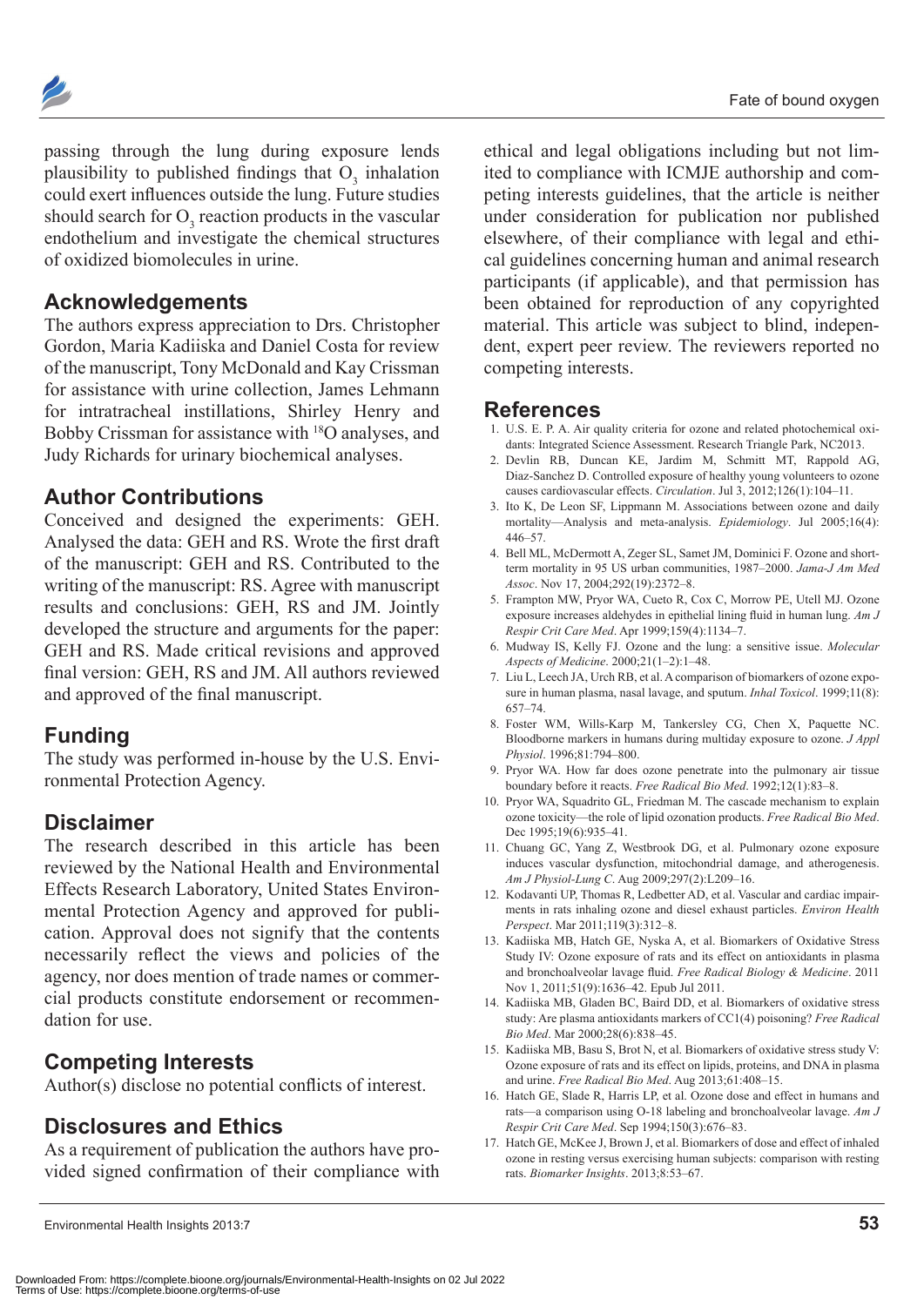passing through the lung during exposure lends plausibility to published findings that $O_3$ inhalation could exert influences outside the lung. Future studies should search for $O_3$ reaction products in the vascular endothelium and investigate the chemical structures of oxidized biomolecules in urine.

## Acknowledgements

The authors express appreciation to Drs. Christopher Gordon, Maria Kadiiska and Daniel Costa for review of the manuscript, Tony McDonald and Kay Crissman for assistance with urine collection, James Lehmann for intratracheal instillations, Shirley Henry and Bobby Crissman for assistance with $^{18}O$ analyses, and Judy Richards for urinary biochemical analyses.

## Author Contributions

Conceived and designed the experiments: GEH. Analysed the data: GEH and RS. Wrote the first draft of the manuscript: GEH and RS. Contributed to the writing of the manuscript: RS. Agree with manuscript results and conclusions: GEH, RS and JM. Jointly developed the structure and arguments for the paper: GEH and RS. Made critical revisions and approved final version: GEH, RS and JM. All authors reviewed and approved of the final manuscript.

## Funding

The study was performed in-house by the U.S. Environmental Protection Agency.

## Disclaimer

The research described in this article has been reviewed by the National Health and Environmental Effects Research Laboratory, United States Environmental Protection Agency and approved for publication. Approval does not signify that the contents necessarily reflect the views and policies of the agency, nor does mention of trade names or commercial products constitute endorsement or recommendation for use.

## Competing Interests

Author(s) disclose no potential conflicts of interest.

## Disclosures and Ethics

As a requirement of publication the authors have provided signed confirmation of their compliance with ethical and legal obligations including but not limited to compliance with ICMJE authorship and competing interests guidelines, that the article is neither under consideration for publication nor published elsewhere, of their compliance with legal and ethical guidelines concerning human and animal research participants (if applicable), and that permission has been obtained for reproduction of any copyrighted material. This article was subject to blind, independent, expert peer review. The reviewers reported no competing interests.

## References

1. U.S. E. P. A. Air quality criteria for ozone and related photochemical oxidants: Integrated Science Assessment. Research Triangle Park, NC2013.
2. Devlin RB, Duncan KE, Jardim M, Schmitt MT, Rappold AG, Diaz-Sanchez D. Controlled exposure of healthy young volunteers to ozone causes cardiovascular effects. *Circulation*. Jul 3, 2012;126(1):104–11.
3. Ito K, De Leon SF, Lippmann M. Associations between ozone and daily mortality—Analysis and meta-analysis. *Epidemiology*. Jul 2005;16(4): 446–57.
4. Bell ML, McDermott A, Zeger SL, Samet JM, Dominici F. Ozone and short-term mortality in 95 US urban communities, 1987–2000. *Jama-J Am Med Assoc*. Nov 17, 2004;292(19):2372–8.
5. Frampton MW, Pryor WA, Cueto R, Cox C, Morrow PE, Utell MJ. Ozone exposure increases aldehydes in epithelial lining fluid in human lung. *Am J Respir Crit Care Med*. Apr 1999;159(4):1134–7.
6. Mudway IS, Kelly FJ. Ozone and the lung: a sensitive issue. *Molecular Aspects of Medicine*. 2000;21(1–2):1–48.
7. Liu L, Leech JA, Urch RB, et al. A comparison of biomarkers of ozone exposure in human plasma, nasal lavage, and sputum. *Inhal Toxicol*. 1999;11(8): 657–74.
8. Foster WM, Wills-Karp M, Tankersley CG, Chen X, Paquette NC. Bloodborne markers in humans during multiday exposure to ozone. *J Appl Physiol*. 1996;81:794–800.
9. Pryor WA. How far does ozone penetrate into the pulmonary air tissue boundary before it reacts. *Free Radical Bio Med*. 1992;12(1):83–8.
10. Pryor WA, Squadrito GL, Friedman M. The cascade mechanism to explain ozone toxicity—the role of lipid ozonation products. *Free Radical Bio Med*. Dec 1995;19(6):935–41.
11. Chuang GC, Yang Z, Westbrook DG, et al. Pulmonary ozone exposure induces vascular dysfunction, mitochondrial damage, and atherogenesis. *Am J Physiol-Lung C*. Aug 2009;297(2):L209–16.
12. Kodavanti UP, Thomas R, Ledbetter AD, et al. Vascular and cardiac impairments in rats inhaling ozone and diesel exhaust particles. *Environ Health Perspect*. Mar 2011;119(3):312–8.
13. Kadiiska MB, Hatch GE, Nyska A, et al. Biomarkers of Oxidative Stress Study IV: Ozone exposure of rats and its effect on antioxidants in plasma and bronchoalveolar lavage fluid. *Free Radical Biology & Medicine*. 2011 Nov 1, 2011;51(9):1636–42. Epub Jul 2011.
14. Kadiiska MB, Gladen BC, Baird DD, et al. Biomarkers of oxidative stress study: Are plasma antioxidants markers of CC1(4) poisoning? *Free Radical Bio Med*. Mar 2000;28(6):838–45.
15. Kadiiska MB, Basu S, Brot N, et al. Biomarkers of oxidative stress study V: Ozone exposure of rats and its effect on lipids, proteins, and DNA in plasma and urine. *Free Radical Bio Med*. Aug 2013;61:408–15.
16. Hatch GE, Slade R, Harris LP, et al. Ozone dose and effect in humans and rats—a comparison using O-18 labeling and bronchoalveolar lavage. *Am J Respir Crit Care Med*. Sep 1994;150(3):676–83.
17. Hatch GE, McKee J, Brown J, et al. Biomarkers of dose and effect of inhaled ozone in resting versus exercising human subjects: comparison with resting rats. *Biomarker Insights*. 2013;8:53–67.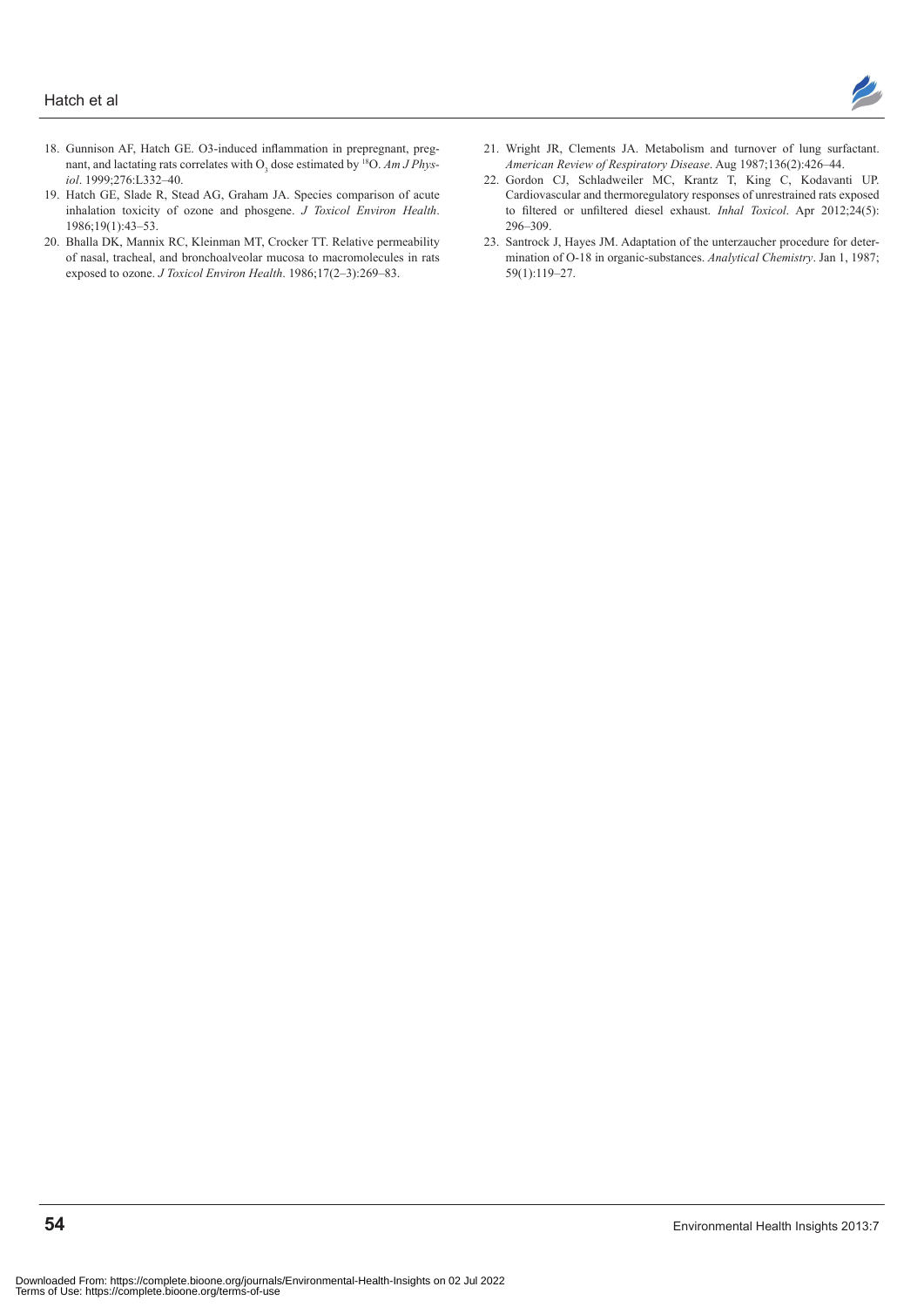18. Gunnison AF, Hatch GE. O3-induced inflammation in prepregnant, pregnant, and lactating rats correlates with $O_3$ dose estimated by $^{18}O$. *Am J Physiol*. 1999;276:L332–40.
19. Hatch GE, Slade R, Stead AG, Graham JA. Species comparison of acute inhalation toxicity of ozone and phosgene. *J Toxicol Environ Health*. 1986;19(1):43–53.
20. Bhalla DK, Mannix RC, Kleinman MT, Crocker TT. Relative permeability of nasal, tracheal, and bronchoalveolar mucosa to macromolecules in rats exposed to ozone. *J Toxicol Environ Health*. 1986;17(2–3):269–83.
21. Wright JR, Clements JA. Metabolism and turnover of lung surfactant. *American Review of Respiratory Disease*. Aug 1987;136(2):426–44.
22. Gordon CJ, Schladweiler MC, Krantz T, King C, Kodavanti UP. Cardiovascular and thermoregulatory responses of unrestrained rats exposed to filtered or unfiltered diesel exhaust. *Inhal Toxicol*. Apr 2012;24(5): 296–309.
23. Santrock J, Hayes JM. Adaptation of the unterzaucher procedure for determination of O-18 in organic-substances. *Analytical Chemistry*. Jan 1, 1987; 59(1):119–27.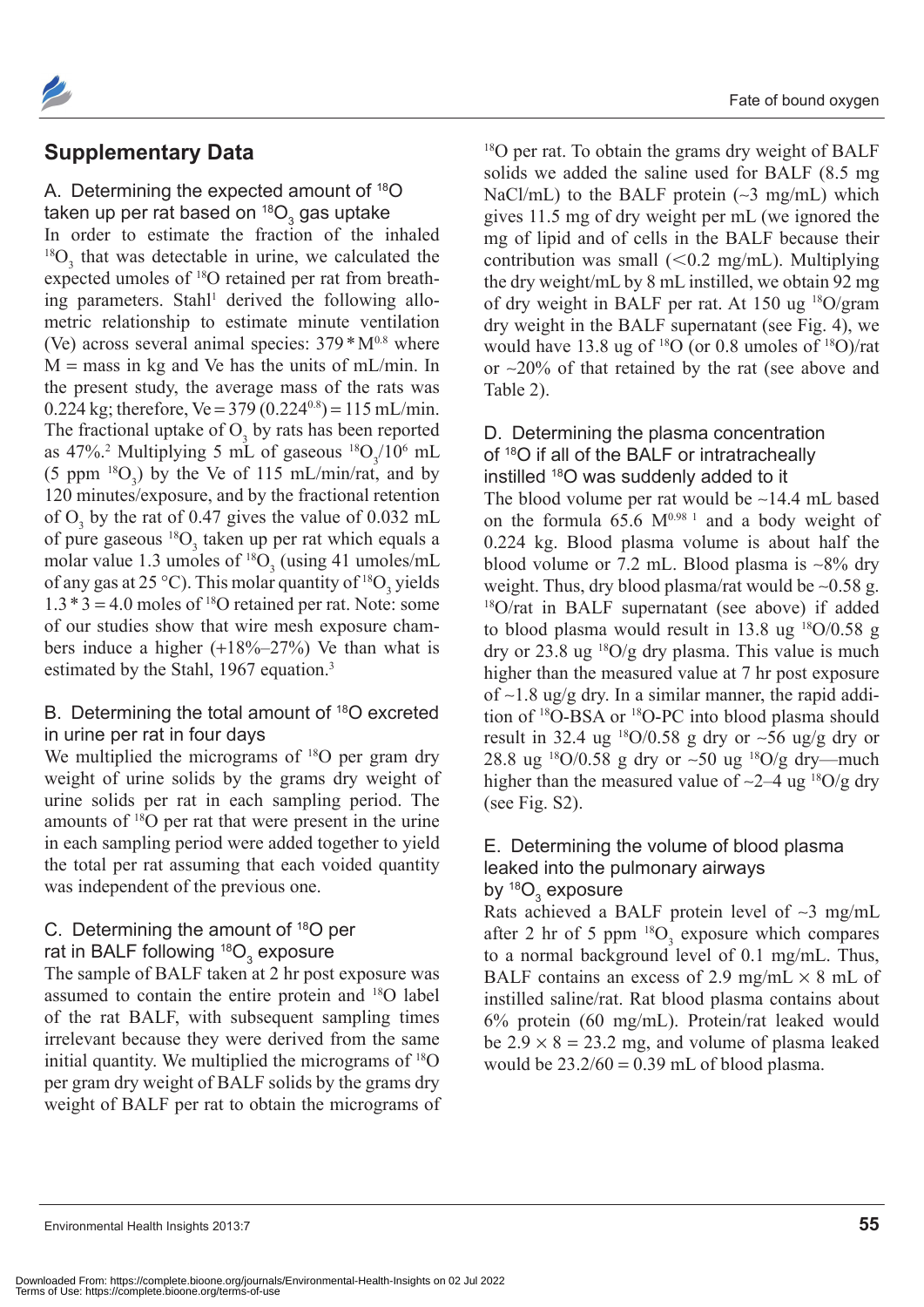## Supplementary Data

### A. Determining the expected amount of $^{18}O$ taken up per rat based on $^{18}O_3$ gas uptake

In order to estimate the fraction of the inhaled $^{18}O_3$ that was detectable in urine, we calculated the expected umoles of $^{18}O$ retained per rat from breathing parameters. Stahl[1] derived the following allometric relationship to estimate minute ventilation (Ve) across several animal species: $379 * M^{0.8}$ where M = mass in kg and Ve has the units of mL/min. In the present study, the average mass of the rats was 0.224 kg; therefore, $Ve = 379\ (0.224^{0.8}) = 115$ mL/min. The fractional uptake of $O_3$ by rats has been reported as 47%.[2] Multiplying 5 mL of gaseous $^{18}O_3/10^6$ mL (5 ppm $^{18}O_3$) by the Ve of 115 mL/min/rat, and by 120 minutes/exposure, and by the fractional retention of $O_3$ by the rat of 0.47 gives the value of 0.032 mL of pure gaseous $^{18}O_3$ taken up per rat which equals a molar value 1.3 umoles of $^{18}O_3$ (using 41 umoles/mL of any gas at 25 °C). This molar quantity of $^{18}O_3$ yields $1.3 * 3 = 4.0$ moles of $^{18}O$ retained per rat. Note: some of our studies show that wire mesh exposure chambers induce a higher (+18%–27%) Ve than what is estimated by the Stahl, 1967 equation.[3]

### B. Determining the total amount of $^{18}O$ excreted in urine per rat in four days

We multiplied the micrograms of $^{18}O$ per gram dry weight of urine solids by the grams dry weight of urine solids per rat in each sampling period. The amounts of $^{18}O$ per rat that were present in the urine in each sampling period were added together to yield the total per rat assuming that each voided quantity was independent of the previous one.

### C. Determining the amount of $^{18}O$ per rat in BALF following $^{18}O_3$ exposure

The sample of BALF taken at 2 hr post exposure was assumed to contain the entire protein and $^{18}O$ label of the rat BALF, with subsequent sampling times irrelevant because they were derived from the same initial quantity. We multiplied the micrograms of $^{18}O$ per gram dry weight of BALF solids by the grams dry weight of BALF per rat to obtain the micrograms of $^{18}O$ per rat. To obtain the grams dry weight of BALF solids we added the saline used for BALF (8.5 mg NaCl/mL) to the BALF protein (~3 mg/mL) which gives 11.5 mg of dry weight per mL (we ignored the mg of lipid and of cells in the BALF because their contribution was small (<0.2 mg/mL). Multiplying the dry weight/mL by 8 mL instilled, we obtain 92 mg of dry weight in BALF per rat. At 150 ug $^{18}O$/gram dry weight in the BALF supernatant (see Fig. 4), we would have 13.8 ug of $^{18}O$ (or 0.8 umoles of $^{18}O$)/rat or ~20% of that retained by the rat (see above and Table 2).

### D. Determining the plasma concentration of $^{18}O$ if all of the BALF or intratracheally instilled $^{18}O$ was suddenly added to it

The blood volume per rat would be ~14.4 mL based on the formula $65.6\ M^{0.98}$ [1] and a body weight of 0.224 kg. Blood plasma volume is about half the blood volume or 7.2 mL. Blood plasma is ~8% dry weight. Thus, dry blood plasma/rat would be ~0.58 g. $^{18}O$/rat in BALF supernatant (see above) if added to blood plasma would result in 13.8 ug $^{18}O$/0.58 g dry or 23.8 ug $^{18}O$/g dry plasma. This value is much higher than the measured value at 7 hr post exposure of ~1.8 ug/g dry. In a similar manner, the rapid addition of $^{18}O$-BSA or $^{18}O$-PC into blood plasma should result in 32.4 ug $^{18}O$/0.58 g dry or ~56 ug/g dry or 28.8 ug $^{18}O$/0.58 g dry or ~50 ug $^{18}O$/g dry—much higher than the measured value of ~2–4 ug $^{18}O$/g dry (see Fig. S2).

### E. Determining the volume of blood plasma leaked into the pulmonary airways by $^{18}O_3$ exposure

Rats achieved a BALF protein level of ~3 mg/mL after 2 hr of 5 ppm $^{18}O_3$ exposure which compares to a normal background level of 0.1 mg/mL. Thus, BALF contains an excess of 2.9 mg/mL × 8 mL of instilled saline/rat. Rat blood plasma contains about 6% protein (60 mg/mL). Protein/rat leaked would be $2.9 \times 8 = 23.2$ mg, and volume of plasma leaked would be $23.2/60 = 0.39$ mL of blood plasma.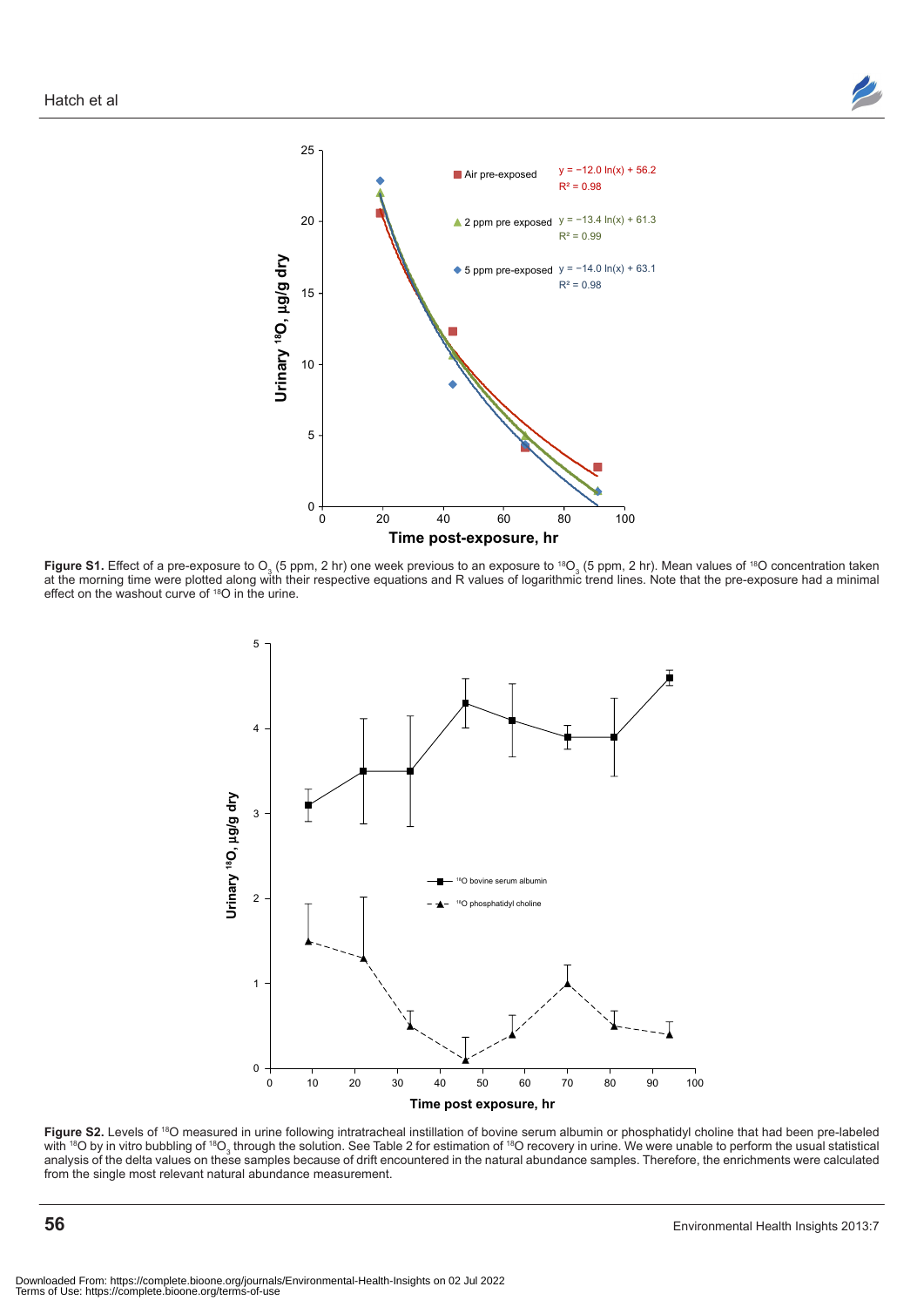**Figure S1.** Effect of a pre-exposure to $O_3$ (5 ppm, 2 hr) one week previous to an exposure to $^{18}O_3$ (5 ppm, 2 hr). Mean values of $^{18}O$ concentration taken at the morning time were plotted along with their respective equations and R values of logarithmic trend lines. Note that the pre-exposure had a minimal effect on the washout curve of $^{18}O$ in the urine.

**Figure S2.** Levels of $^{18}O$ measured in urine following intratracheal instillation of bovine serum albumin or phosphatidyl choline that had been pre-labeled with $^{18}O$ by in vitro bubbling of $^{18}O_3$ through the solution. See Table 2 for estimation of $^{18}O$ recovery in urine. We were unable to perform the usual statistical analysis of the delta values on these samples because of drift encountered in the natural abundance samples. Therefore, the enrichments were calculated from the single most relevant natural abundance measurement.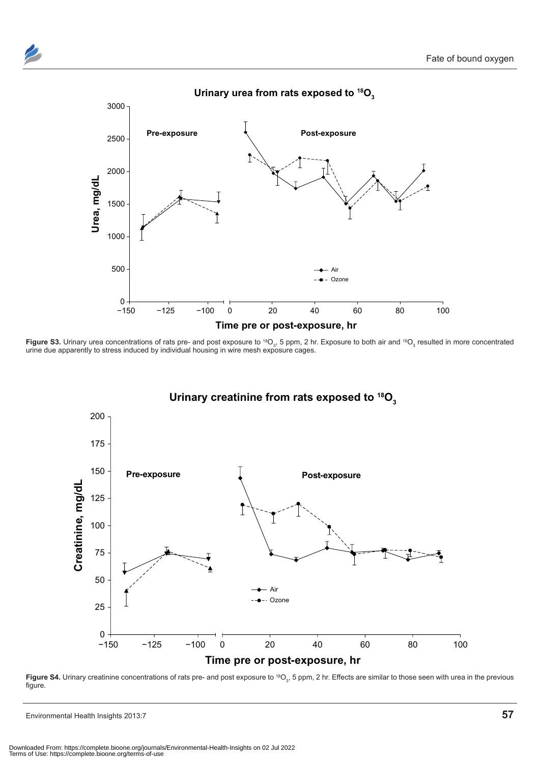**Figure S3.** Urinary urea concentrations of rats pre- and post exposure to $^{18}O_3$, 5 ppm, 2 hr. Exposure to both air and $^{18}O_3$ resulted in more concentrated urine due apparently to stress induced by individual housing in wire mesh exposure cages.

**Figure S4.** Urinary creatinine concentrations of rats pre- and post exposure to $^{18}O_3$, 5 ppm, 2 hr. Effects are similar to those seen with urea in the previous figure.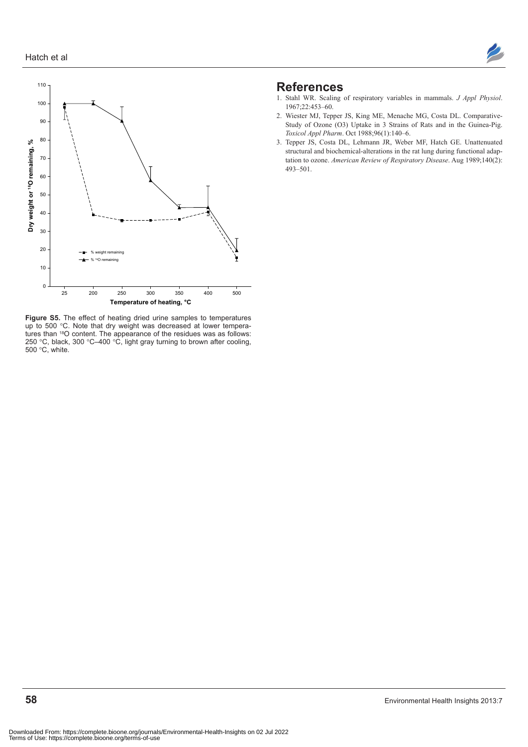110
100
90
80
70
60
50
40
30
20
10
0

Dry weight or $^{18}$O remaining, %

25 200 250 300 350 400 500

Temperature of heating, °C

% weight remaining

% $^{18}$O remaining

**Figure S5.** The effect of heating dried urine samples to temperatures up to 500 °C. Note that dry weight was decreased at lower temperatures than $^{18}$O content. The appearance of the residues was as follows: 250 °C, black, 300 °C–400 °C, light gray turning to brown after cooling, 500 °C, white.

# References

1. Stahl WR. Scaling of respiratory variables in mammals. *J Appl Physiol*. 1967;22:453–60.
2. Wiester MJ, Tepper JS, King ME, Menache MG, Costa DL. Comparative-Study of Ozone (O3) Uptake in 3 Strains of Rats and in the Guinea-Pig. *Toxicol Appl Pharm*. Oct 1988;96(1):140–6.
3. Tepper JS, Costa DL, Lehmann JR, Weber MF, Hatch GE. Unattenuated structural and biochemical-alterations in the rat lung during functional adaptation to ozone. *American Review of Respiratory Disease*. Aug 1989;140(2): 493–501.